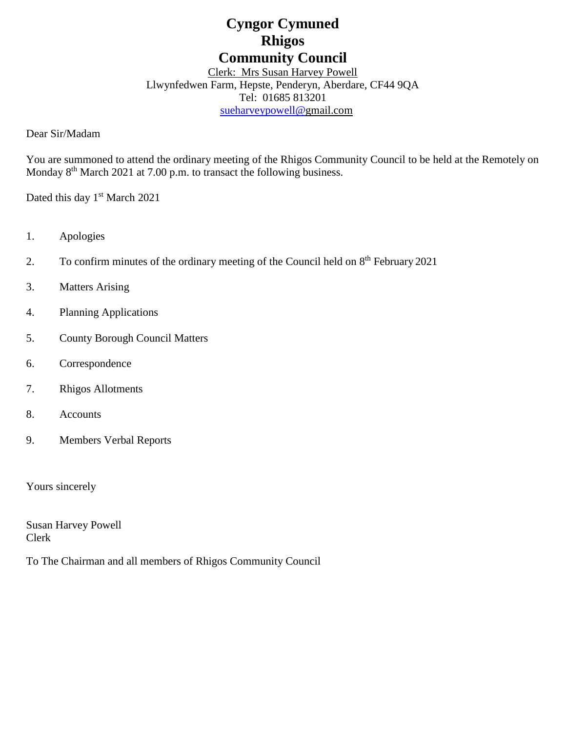# Cyngor Cymuned
# Rhigos
# Community Council

Clerk: Mrs Susan Harvey Powell
Llwynfedwen Farm, Hepste, Penderyn, Aberdare, CF44 9QA
Tel: 01685 813201
sueharveypowell@gmail.com

Dear Sir/Madam

You are summoned to attend the ordinary meeting of the Rhigos Community Council to be held at the Remotely on Monday 8th March 2021 at 7.00 p.m. to transact the following business.

Dated this day 1st March 2021

1. Apologies
2. To confirm minutes of the ordinary meeting of the Council held on 8th February 2021
3. Matters Arising
4. Planning Applications
5. County Borough Council Matters
6. Correspondence
7. Rhigos Allotments
8. Accounts
9. Members Verbal Reports

Yours sincerely

Susan Harvey Powell
Clerk

To The Chairman and all members of Rhigos Community Council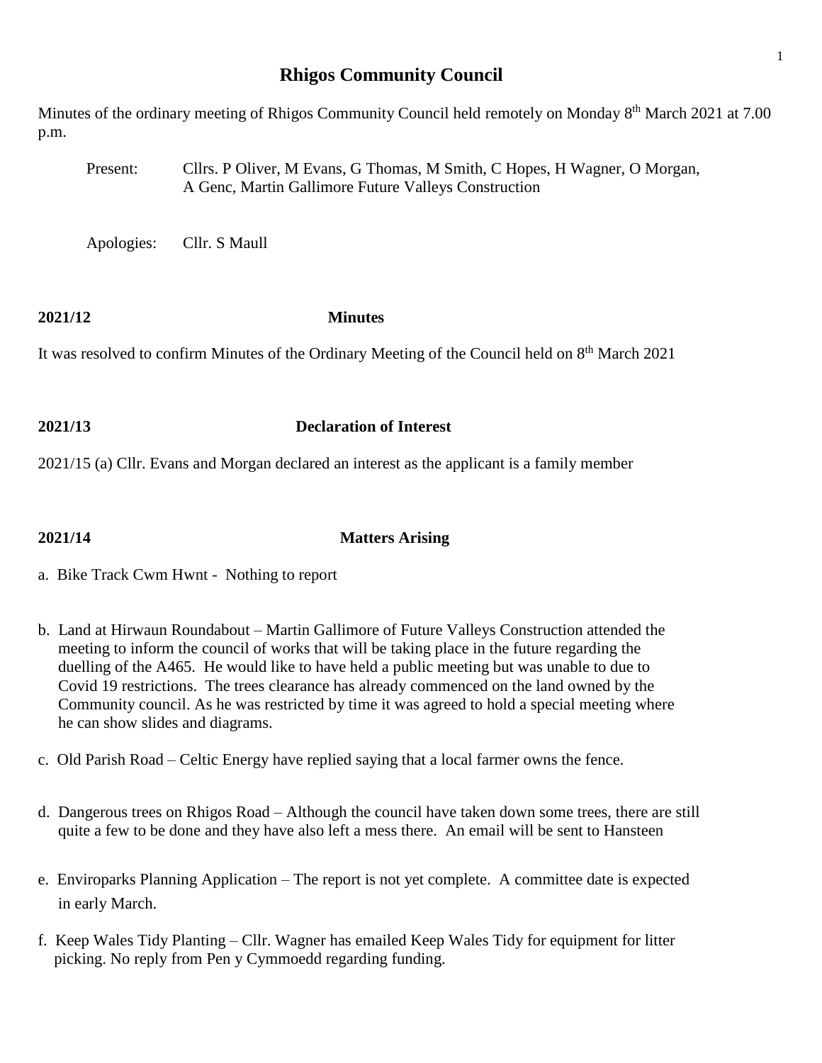# Rhigos Community Council

Minutes of the ordinary meeting of Rhigos Community Council held remotely on Monday 8th March 2021 at 7.00 p.m.

Present: Cllrs. P Oliver, M Evans, G Thomas, M Smith, C Hopes, H Wagner, O Morgan, A Genc, Martin Gallimore Future Valleys Construction

Apologies: Cllr. S Maull

**2021/12 Minutes**

It was resolved to confirm Minutes of the Ordinary Meeting of the Council held on 8th March 2021

**2021/13 Declaration of Interest**

2021/15 (a) Cllr. Evans and Morgan declared an interest as the applicant is a family member

**2021/14 Matters Arising**

a. Bike Track Cwm Hwnt - Nothing to report

b. Land at Hirwaun Roundabout – Martin Gallimore of Future Valleys Construction attended the meeting to inform the council of works that will be taking place in the future regarding the duelling of the A465. He would like to have held a public meeting but was unable to due to Covid 19 restrictions. The trees clearance has already commenced on the land owned by the Community council. As he was restricted by time it was agreed to hold a special meeting where he can show slides and diagrams.

c. Old Parish Road – Celtic Energy have replied saying that a local farmer owns the fence.

d. Dangerous trees on Rhigos Road – Although the council have taken down some trees, there are still quite a few to be done and they have also left a mess there. An email will be sent to Hansteen

e. Enviroparks Planning Application – The report is not yet complete. A committee date is expected in early March.

f. Keep Wales Tidy Planting – Cllr. Wagner has emailed Keep Wales Tidy for equipment for litter picking. No reply from Pen y Cymmoedd regarding funding.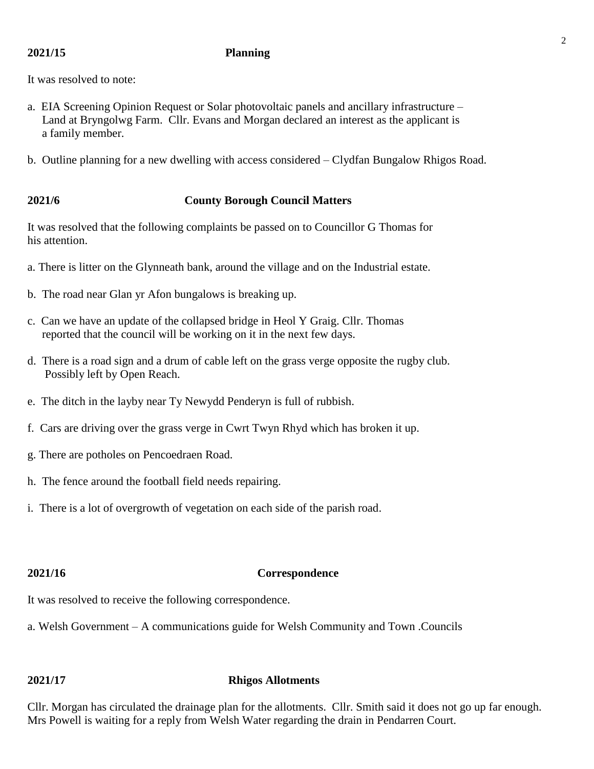**2021/15 Planning**

It was resolved to note:

a. EIA Screening Opinion Request or Solar photovoltaic panels and ancillary infrastructure – Land at Bryngolwg Farm. Cllr. Evans and Morgan declared an interest as the applicant is a family member.

b. Outline planning for a new dwelling with access considered – Clydfan Bungalow Rhigos Road.

**2021/6 County Borough Council Matters**

It was resolved that the following complaints be passed on to Councillor G Thomas for his attention.

a. There is litter on the Glynneath bank, around the village and on the Industrial estate.

b. The road near Glan yr Afon bungalows is breaking up.

c. Can we have an update of the collapsed bridge in Heol Y Graig. Cllr. Thomas reported that the council will be working on it in the next few days.

d. There is a road sign and a drum of cable left on the grass verge opposite the rugby club. Possibly left by Open Reach.

e. The ditch in the layby near Ty Newydd Penderyn is full of rubbish.

f. Cars are driving over the grass verge in Cwrt Twyn Rhyd which has broken it up.

g. There are potholes on Pencoedraen Road.

h. The fence around the football field needs repairing.

i. There is a lot of overgrowth of vegetation on each side of the parish road.

**2021/16 Correspondence**

It was resolved to receive the following correspondence.

a. Welsh Government – A communications guide for Welsh Community and Town .Councils

**2021/17 Rhigos Allotments**

Cllr. Morgan has circulated the drainage plan for the allotments. Cllr. Smith said it does not go up far enough. Mrs Powell is waiting for a reply from Welsh Water regarding the drain in Pendarren Court.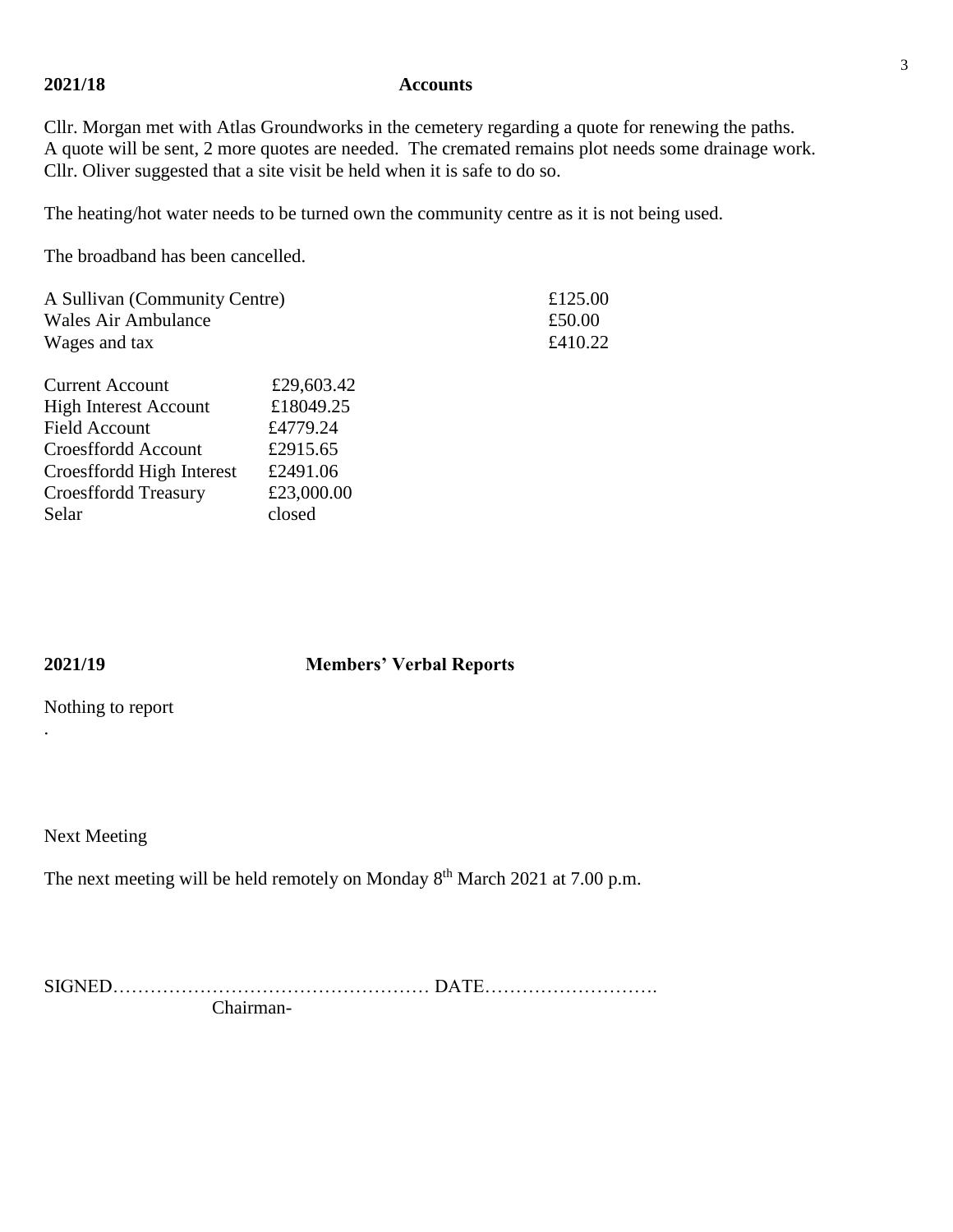**2021/18 Accounts**

Cllr. Morgan met with Atlas Groundworks in the cemetery regarding a quote for renewing the paths.
A quote will be sent, 2 more quotes are needed. The cremated remains plot needs some drainage work.
Cllr. Oliver suggested that a site visit be held when it is safe to do so.

The heating/hot water needs to be turned own the community centre as it is not being used.

The broadband has been cancelled.

| | |
|---|---|
| A Sullivan (Community Centre) | £125.00 |
| Wales Air Ambulance | £50.00 |
| Wages and tax | £410.22 |

| | |
|---|---|
| Current Account | £29,603.42 |
| High Interest Account | £18049.25 |
| Field Account | £4779.24 |
| Croesffordd Account | £2915.65 |
| Croesffordd High Interest | £2491.06 |
| Croesffordd Treasury | £23,000.00 |
| Selar | closed |

**2021/19 Members' Verbal Reports**

Nothing to report

.

Next Meeting

The next meeting will be held remotely on Monday 8th March 2021 at 7.00 p.m.

SIGNED…………………………………………… DATE……………………….
Chairman-